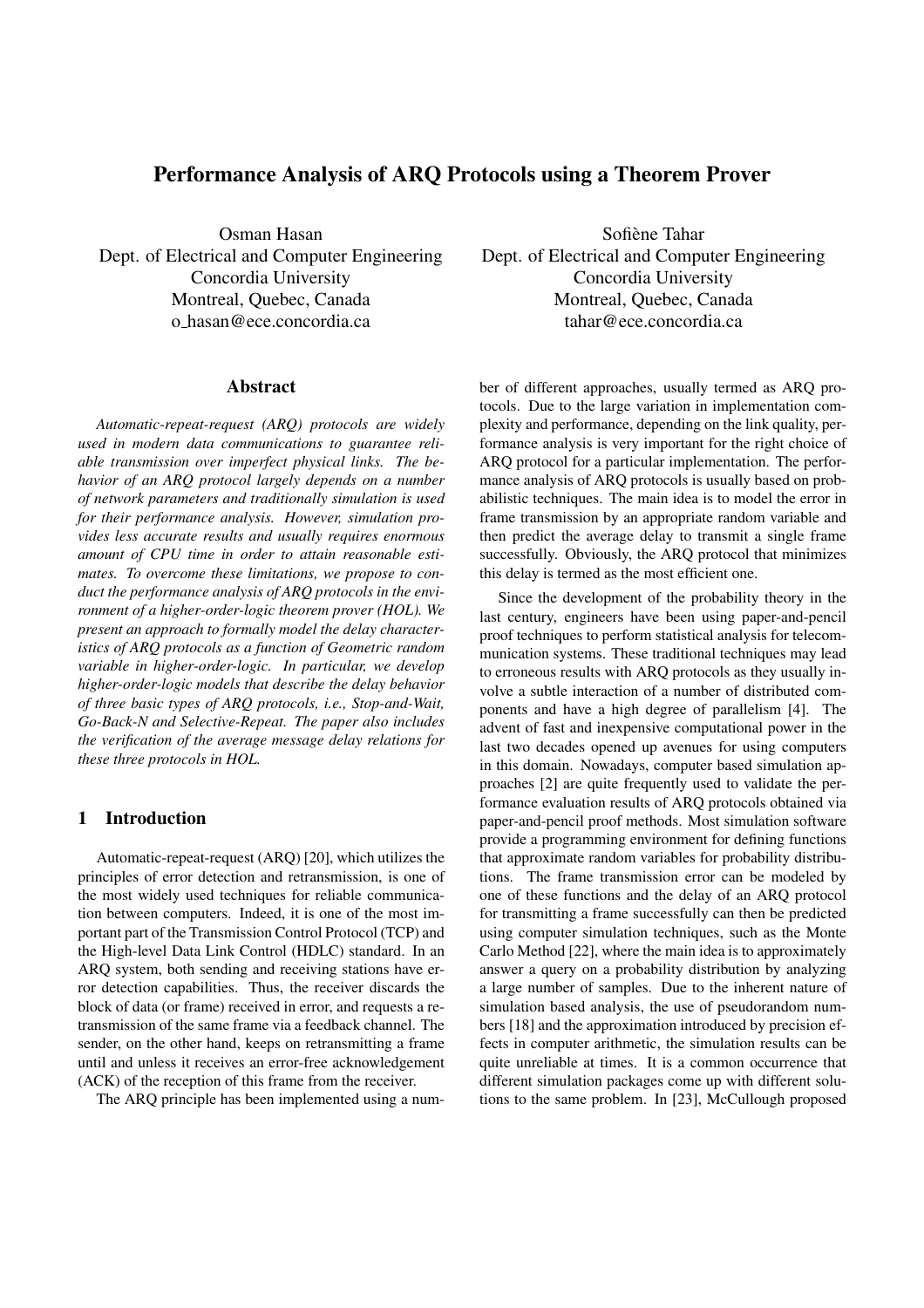# Performance Analysis of ARQ Protocols using a Theorem Prover

Osman Hasan
Dept. of Electrical and Computer Engineering
Concordia University
Montreal, Quebec, Canada
o_hasan@ece.concordia.ca

Sofiène Tahar
Dept. of Electrical and Computer Engineering
Concordia University
Montreal, Quebec, Canada
tahar@ece.concordia.ca

## Abstract

*Automatic-repeat-request (ARQ) protocols are widely used in modern data communications to guarantee reliable transmission over imperfect physical links. The behavior of an ARQ protocol largely depends on a number of network parameters and traditionally simulation is used for their performance analysis. However, simulation provides less accurate results and usually requires enormous amount of CPU time in order to attain reasonable estimates. To overcome these limitations, we propose to conduct the performance analysis of ARQ protocols in the environment of a higher-order-logic theorem prover (HOL). We present an approach to formally model the delay characteristics of ARQ protocols as a function of Geometric random variable in higher-order-logic. In particular, we develop higher-order-logic models that describe the delay behavior of three basic types of ARQ protocols, i.e., Stop-and-Wait, Go-Back-N and Selective-Repeat. The paper also includes the verification of the average message delay relations for these three protocols in HOL.*

## 1 Introduction

Automatic-repeat-request (ARQ) [20], which utilizes the principles of error detection and retransmission, is one of the most widely used techniques for reliable communication between computers. Indeed, it is one of the most important part of the Transmission Control Protocol (TCP) and the High-level Data Link Control (HDLC) standard. In an ARQ system, both sending and receiving stations have error detection capabilities. Thus, the receiver discards the block of data (or frame) received in error, and requests a retransmission of the same frame via a feedback channel. The sender, on the other hand, keeps on retransmitting a frame until and unless it receives an error-free acknowledgement (ACK) of the reception of this frame from the receiver.

The ARQ principle has been implemented using a number of different approaches, usually termed as ARQ protocols. Due to the large variation in implementation complexity and performance, depending on the link quality, performance analysis is very important for the right choice of ARQ protocol for a particular implementation. The performance analysis of ARQ protocols is usually based on probabilistic techniques. The main idea is to model the error in frame transmission by an appropriate random variable and then predict the average delay to transmit a single frame successfully. Obviously, the ARQ protocol that minimizes this delay is termed as the most efficient one.

Since the development of the probability theory in the last century, engineers have been using paper-and-pencil proof techniques to perform statistical analysis for telecommunication systems. These traditional techniques may lead to erroneous results with ARQ protocols as they usually involve a subtle interaction of a number of distributed components and have a high degree of parallelism [4]. The advent of fast and inexpensive computational power in the last two decades opened up avenues for using computers in this domain. Nowadays, computer based simulation approaches [2] are quite frequently used to validate the performance evaluation results of ARQ protocols obtained via paper-and-pencil proof methods. Most simulation software provide a programming environment for defining functions that approximate random variables for probability distributions. The frame transmission error can be modeled by one of these functions and the delay of an ARQ protocol for transmitting a frame successfully can then be predicted using computer simulation techniques, such as the Monte Carlo Method [22], where the main idea is to approximately answer a query on a probability distribution by analyzing a large number of samples. Due to the inherent nature of simulation based analysis, the use of pseudorandom numbers [18] and the approximation introduced by precision effects in computer arithmetic, the simulation results can be quite unreliable at times. It is a common occurrence that different simulation packages come up with different solutions to the same problem. In [23], McCullough proposed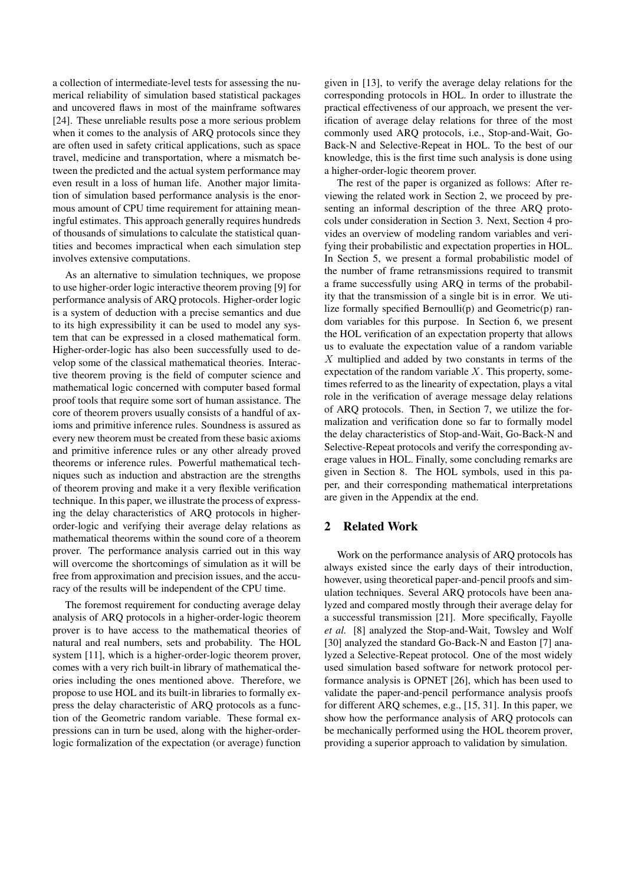a collection of intermediate-level tests for assessing the numerical reliability of simulation based statistical packages and uncovered flaws in most of the mainframe softwares [24]. These unreliable results pose a more serious problem when it comes to the analysis of ARQ protocols since they are often used in safety critical applications, such as space travel, medicine and transportation, where a mismatch between the predicted and the actual system performance may even result in a loss of human life. Another major limitation of simulation based performance analysis is the enormous amount of CPU time requirement for attaining meaningful estimates. This approach generally requires hundreds of thousands of simulations to calculate the statistical quantities and becomes impractical when each simulation step involves extensive computations.

As an alternative to simulation techniques, we propose to use higher-order logic interactive theorem proving [9] for performance analysis of ARQ protocols. Higher-order logic is a system of deduction with a precise semantics and due to its high expressibility it can be used to model any system that can be expressed in a closed mathematical form. Higher-order-logic has also been successfully used to develop some of the classical mathematical theories. Interactive theorem proving is the field of computer science and mathematical logic concerned with computer based formal proof tools that require some sort of human assistance. The core of theorem provers usually consists of a handful of axioms and primitive inference rules. Soundness is assured as every new theorem must be created from these basic axioms and primitive inference rules or any other already proved theorems or inference rules. Powerful mathematical techniques such as induction and abstraction are the strengths of theorem proving and make it a very flexible verification technique. In this paper, we illustrate the process of expressing the delay characteristics of ARQ protocols in higher-order-logic and verifying their average delay relations as mathematical theorems within the sound core of a theorem prover. The performance analysis carried out in this way will overcome the shortcomings of simulation as it will be free from approximation and precision issues, and the accuracy of the results will be independent of the CPU time.

The foremost requirement for conducting average delay analysis of ARQ protocols in a higher-order-logic theorem prover is to have access to the mathematical theories of natural and real numbers, sets and probability. The HOL system [11], which is a higher-order-logic theorem prover, comes with a very rich built-in library of mathematical theories including the ones mentioned above. Therefore, we propose to use HOL and its built-in libraries to formally express the delay characteristic of ARQ protocols as a function of the Geometric random variable. These formal expressions can in turn be used, along with the higher-order-logic formalization of the expectation (or average) function given in [13], to verify the average delay relations for the corresponding protocols in HOL. In order to illustrate the practical effectiveness of our approach, we present the verification of average delay relations for three of the most commonly used ARQ protocols, i.e., Stop-and-Wait, Go-Back-N and Selective-Repeat in HOL. To the best of our knowledge, this is the first time such analysis is done using a higher-order-logic theorem prover.

The rest of the paper is organized as follows: After reviewing the related work in Section 2, we proceed by presenting an informal description of the three ARQ protocols under consideration in Section 3. Next, Section 4 provides an overview of modeling random variables and verifying their probabilistic and expectation properties in HOL. In Section 5, we present a formal probabilistic model of the number of frame retransmissions required to transmit a frame successfully using ARQ in terms of the probability that the transmission of a single bit is in error. We utilize formally specified Bernoulli(p) and Geometric(p) random variables for this purpose. In Section 6, we present the HOL verification of an expectation property that allows us to evaluate the expectation value of a random variable $X$ multiplied and added by two constants in terms of the expectation of the random variable $X$. This property, sometimes referred to as the linearity of expectation, plays a vital role in the verification of average message delay relations of ARQ protocols. Then, in Section 7, we utilize the formalization and verification done so far to formally model the delay characteristics of Stop-and-Wait, Go-Back-N and Selective-Repeat protocols and verify the corresponding average values in HOL. Finally, some concluding remarks are given in Section 8. The HOL symbols, used in this paper, and their corresponding mathematical interpretations are given in the Appendix at the end.

## 2 Related Work

Work on the performance analysis of ARQ protocols has always existed since the early days of their introduction, however, using theoretical paper-and-pencil proofs and simulation techniques. Several ARQ protocols have been analyzed and compared mostly through their average delay for a successful transmission [21]. More specifically, Fayolle *et al.* [8] analyzed the Stop-and-Wait, Towsley and Wolf [30] analyzed the standard Go-Back-N and Easton [7] analyzed a Selective-Repeat protocol. One of the most widely used simulation based software for network protocol performance analysis is OPNET [26], which has been used to validate the paper-and-pencil performance analysis proofs for different ARQ schemes, e.g., [15, 31]. In this paper, we show how the performance analysis of ARQ protocols can be mechanically performed using the HOL theorem prover, providing a superior approach to validation by simulation.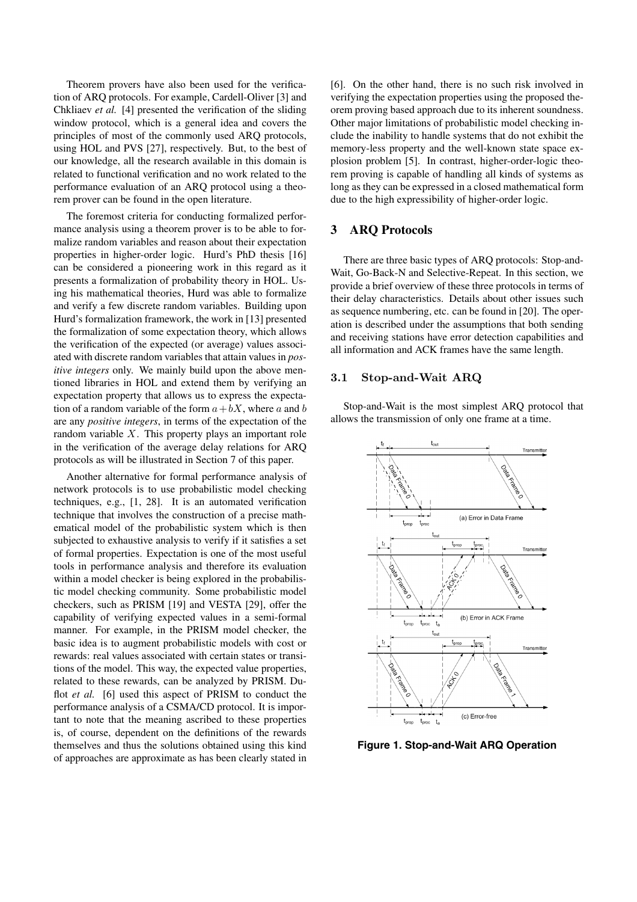Theorem provers have also been used for the verification of ARQ protocols. For example, Cardell-Oliver [3] and Chkliaev *et al.* [4] presented the verification of the sliding window protocol, which is a general idea and covers the principles of most of the commonly used ARQ protocols, using HOL and PVS [27], respectively. But, to the best of our knowledge, all the research available in this domain is related to functional verification and no work related to the performance evaluation of an ARQ protocol using a theorem prover can be found in the open literature.

The foremost criteria for conducting formalized performance analysis using a theorem prover is to be able to formalize random variables and reason about their expectation properties in higher-order logic. Hurd's PhD thesis [16] can be considered a pioneering work in this regard as it presents a formalization of probability theory in HOL. Using his mathematical theories, Hurd was able to formalize and verify a few discrete random variables. Building upon Hurd's formalization framework, the work in [13] presented the formalization of some expectation theory, which allows the verification of the expected (or average) values associated with discrete random variables that attain values in *positive integers* only. We mainly build upon the above mentioned libraries in HOL and extend them by verifying an expectation property that allows us to express the expectation of a random variable of the form $a + bX$, where $a$ and $b$ are any *positive integers*, in terms of the expectation of the random variable $X$. This property plays an important role in the verification of the average delay relations for ARQ protocols as will be illustrated in Section 7 of this paper.

Another alternative for formal performance analysis of network protocols is to use probabilistic model checking techniques, e.g., [1, 28]. It is an automated verification technique that involves the construction of a precise mathematical model of the probabilistic system which is then subjected to exhaustive analysis to verify if it satisfies a set of formal properties. Expectation is one of the most useful tools in performance analysis and therefore its evaluation within a model checker is being explored in the probabilistic model checking community. Some probabilistic model checkers, such as PRISM [19] and VESTA [29], offer the capability of verifying expected values in a semi-formal manner. For example, in the PRISM model checker, the basic idea is to augment probabilistic models with cost or rewards: real values associated with certain states or transitions of the model. This way, the expected value properties, related to these rewards, can be analyzed by PRISM. Duflot *et al.* [6] used this aspect of PRISM to conduct the performance analysis of a CSMA/CD protocol. It is important to note that the meaning ascribed to these properties is, of course, dependent on the definitions of the rewards themselves and thus the solutions obtained using this kind of approaches are approximate as has been clearly stated in [6]. On the other hand, there is no such risk involved in verifying the expectation properties using the proposed theorem proving based approach due to its inherent soundness. Other major limitations of probabilistic model checking include the inability to handle systems that do not exhibit the memory-less property and the well-known state space explosion problem [5]. In contrast, higher-order-logic theorem proving is capable of handling all kinds of systems as long as they can be expressed in a closed mathematical form due to the high expressibility of higher-order logic.

## 3 ARQ Protocols

There are three basic types of ARQ protocols: Stop-and-Wait, Go-Back-N and Selective-Repeat. In this section, we provide a brief overview of these three protocols in terms of their delay characteristics. Details about other issues such as sequence numbering, etc. can be found in [20]. The operation is described under the assumptions that both sending and receiving stations have error detection capabilities and all information and ACK frames have the same length.

### 3.1 Stop-and-Wait ARQ

Stop-and-Wait is the most simplest ARQ protocol that allows the transmission of only one frame at a time.

$t_f$ $t_{out}$ Transmitter Data Frame 0 Data Frame 0 $t_{prop}$ $t_{proc}$ (a) Error in Data Frame

$t_f$ $t_{out}$ $t_{prop}$ $t_{proc}$ Transmitter Data Frame 0 ACK 0 Data Frame 0 $t_{prop}$ $t_{proc}$ $t_a$ (b) Error in ACK Frame

$t_f$ $t_{out}$ $t_{prop}$ $t_{proc}$ Transmitter Data Frame 0 ACK 0 Data Frame 1 $t_{prop}$ $t_{proc}$ $t_a$ (c) Error-free

**Figure 1. Stop-and-Wait ARQ Operation**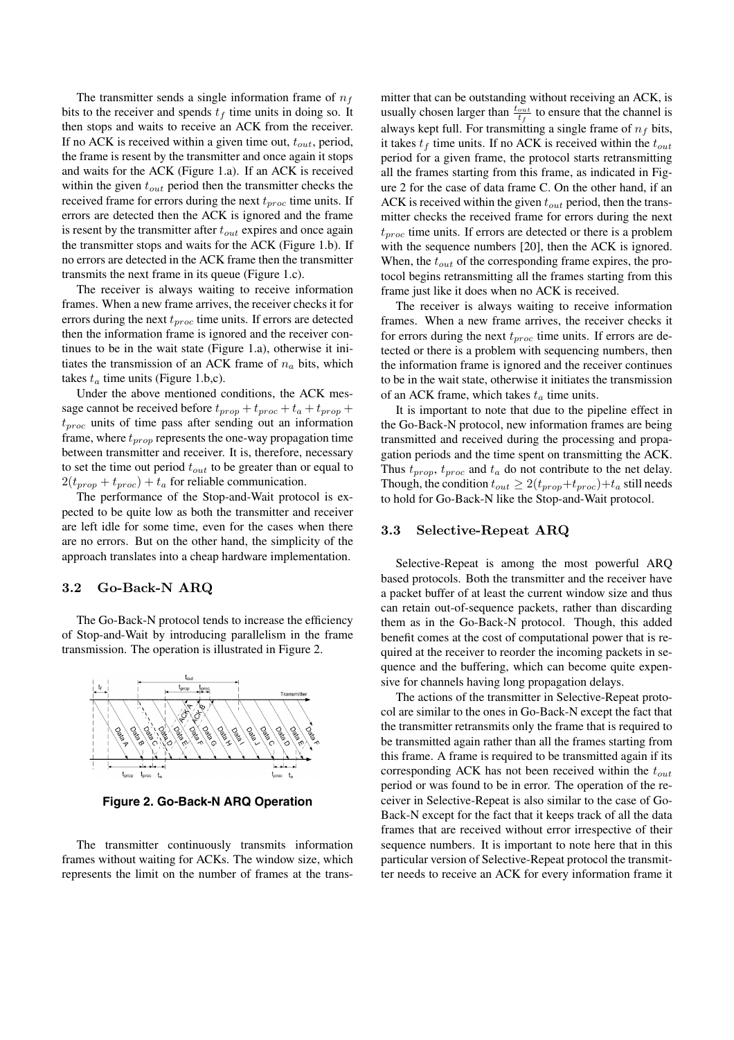The transmitter sends a single information frame of $n_f$ bits to the receiver and spends $t_f$ time units in doing so. It then stops and waits to receive an ACK from the receiver. If no ACK is received within a given time out, $t_{out}$, period, the frame is resent by the transmitter and once again it stops and waits for the ACK (Figure 1.a). If an ACK is received within the given $t_{out}$ period then the transmitter checks the received frame for errors during the next $t_{proc}$ time units. If errors are detected then the ACK is ignored and the frame is resent by the transmitter after $t_{out}$ expires and once again the transmitter stops and waits for the ACK (Figure 1.b). If no errors are detected in the ACK frame then the transmitter transmits the next frame in its queue (Figure 1.c).

The receiver is always waiting to receive information frames. When a new frame arrives, the receiver checks it for errors during the next $t_{proc}$ time units. If errors are detected then the information frame is ignored and the receiver continues to be in the wait state (Figure 1.a), otherwise it initiates the transmission of an ACK frame of $n_a$ bits, which takes $t_a$ time units (Figure 1.b,c).

Under the above mentioned conditions, the ACK message cannot be received before $t_{prop} + t_{proc} + t_a + t_{prop} + t_{proc}$ units of time pass after sending out an information frame, where $t_{prop}$ represents the one-way propagation time between transmitter and receiver. It is, therefore, necessary to set the time out period $t_{out}$ to be greater than or equal to $2(t_{prop} + t_{proc}) + t_a$ for reliable communication.

The performance of the Stop-and-Wait protocol is expected to be quite low as both the transmitter and receiver are left idle for some time, even for the cases when there are no errors. But on the other hand, the simplicity of the approach translates into a cheap hardware implementation.

### 3.2 Go-Back-N ARQ

The Go-Back-N protocol tends to increase the efficiency of Stop-and-Wait by introducing parallelism in the frame transmission. The operation is illustrated in Figure 2.

**Figure 2. Go-Back-N ARQ Operation**

The transmitter continuously transmits information frames without waiting for ACKs. The window size, which represents the limit on the number of frames at the transmitter that can be outstanding without receiving an ACK, is usually chosen larger than $\frac{t_{out}}{t_f}$ to ensure that the channel is always kept full. For transmitting a single frame of $n_f$ bits, it takes $t_f$ time units. If no ACK is received within the $t_{out}$ period for a given frame, the protocol starts retransmitting all the frames starting from this frame, as indicated in Figure 2 for the case of data frame C. On the other hand, if an ACK is received within the given $t_{out}$ period, then the transmitter checks the received frame for errors during the next $t_{proc}$ time units. If errors are detected or there is a problem with the sequence numbers [20], then the ACK is ignored. When, the $t_{out}$ of the corresponding frame expires, the protocol begins retransmitting all the frames starting from this frame just like it does when no ACK is received.

The receiver is always waiting to receive information frames. When a new frame arrives, the receiver checks it for errors during the next $t_{proc}$ time units. If errors are detected or there is a problem with sequencing numbers, then the information frame is ignored and the receiver continues to be in the wait state, otherwise it initiates the transmission of an ACK frame, which takes $t_a$ time units.

It is important to note that due to the pipeline effect in the Go-Back-N protocol, new information frames are being transmitted and received during the processing and propagation periods and the time spent on transmitting the ACK. Thus $t_{prop}$, $t_{proc}$ and $t_a$ do not contribute to the net delay. Though, the condition $t_{out} \geq 2(t_{prop}+t_{proc})+t_a$ still needs to hold for Go-Back-N like the Stop-and-Wait protocol.

### 3.3 Selective-Repeat ARQ

Selective-Repeat is among the most powerful ARQ based protocols. Both the transmitter and the receiver have a packet buffer of at least the current window size and thus can retain out-of-sequence packets, rather than discarding them as in the Go-Back-N protocol. Though, this added benefit comes at the cost of computational power that is required at the receiver to reorder the incoming packets in sequence and the buffering, which can become quite expensive for channels having long propagation delays.

The actions of the transmitter in Selective-Repeat protocol are similar to the ones in Go-Back-N except the fact that the transmitter retransmits only the frame that is required to be transmitted again rather than all the frames starting from this frame. A frame is required to be transmitted again if its corresponding ACK has not been received within the $t_{out}$ period or was found to be in error. The operation of the receiver in Selective-Repeat is also similar to the case of Go-Back-N except for the fact that it keeps track of all the data frames that are received without error irrespective of their sequence numbers. It is important to note here that in this particular version of Selective-Repeat protocol the transmitter needs to receive an ACK for every information frame it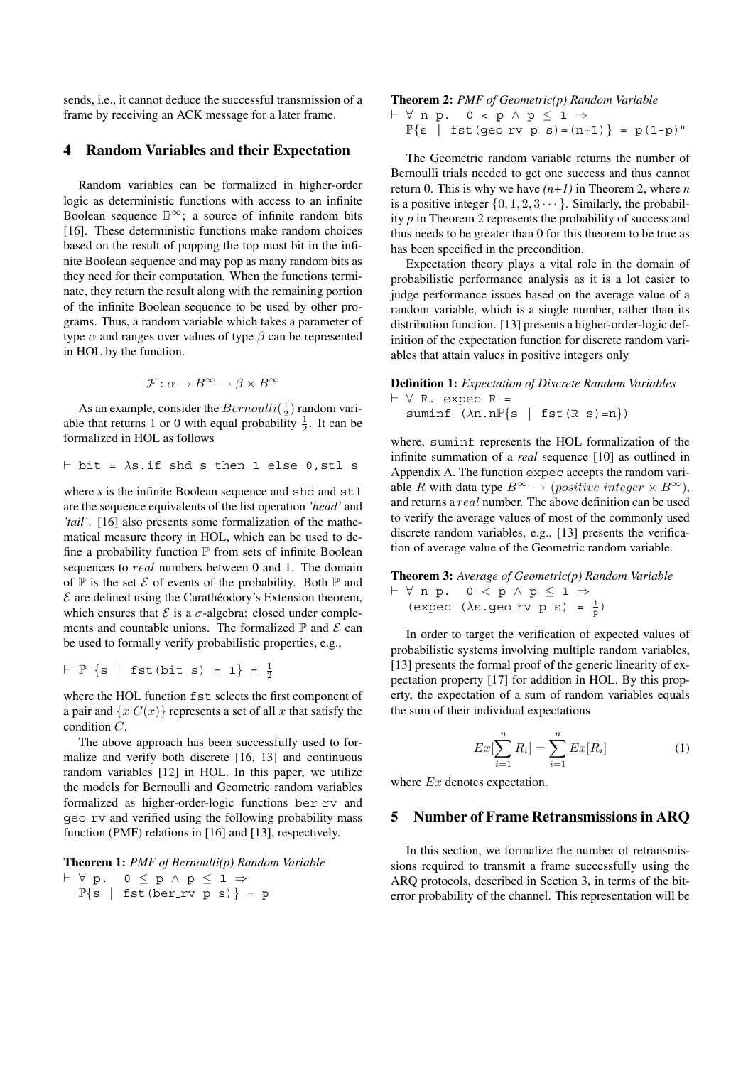sends, i.e., it cannot deduce the successful transmission of a frame by receiving an ACK message for a later frame.

## 4 Random Variables and their Expectation

Random variables can be formalized in higher-order logic as deterministic functions with access to an infinite Boolean sequence $\mathbb{B}^\infty$; a source of infinite random bits [16]. These deterministic functions make random choices based on the result of popping the top most bit in the infinite Boolean sequence and may pop as many random bits as they need for their computation. When the functions terminate, they return the result along with the remaining portion of the infinite Boolean sequence to be used by other programs. Thus, a random variable which takes a parameter of type $\alpha$ and ranges over values of type $\beta$ can be represented in HOL by the function.

$$\mathcal{F} : \alpha \rightarrow B^\infty \rightarrow \beta \times B^\infty$$

As an example, consider the $Bernoulli(\frac{1}{2})$ random variable that returns 1 or 0 with equal probability $\frac{1}{2}$. It can be formalized in HOL as follows

```
⊢ bit = λs.if shd s then 1 else 0,stl s
```

where *s* is the infinite Boolean sequence and `shd` and `stl` are the sequence equivalents of the list operation *'head'* and *'tail'*. [16] also presents some formalization of the mathematical measure theory in HOL, which can be used to define a probability function $\mathbb{P}$ from sets of infinite Boolean sequences to $real$ numbers between 0 and 1. The domain of $\mathbb{P}$ is the set $\mathcal{E}$ of events of the probability. Both $\mathbb{P}$ and $\mathcal{E}$ are defined using the Carathéodory's Extension theorem, which ensures that $\mathcal{E}$ is a $\sigma$-algebra: closed under complements and countable unions. The formalized $\mathbb{P}$ and $\mathcal{E}$ can be used to formally verify probabilistic properties, e.g.,

```
⊢ ℙ {s | fst(bit s) = 1} = 1/2
```

where the HOL function `fst` selects the first component of a pair and $\{x|C(x)\}$ represents a set of all $x$ that satisfy the condition $C$.

The above approach has been successfully used to formalize and verify both discrete [16, 13] and continuous random variables [12] in HOL. In this paper, we utilize the models for Bernoulli and Geometric random variables formalized as higher-order-logic functions `ber_rv` and `geo_rv` and verified using the following probability mass function (PMF) relations in [16] and [13], respectively.

**Theorem 1:** *PMF of Bernoulli(p) Random Variable*

```
⊢ ∀ p.  0 ≤ p ∧ p ≤ 1 ⇒
  ℙ{s | fst(ber_rv p s)} = p
```

**Theorem 2:** *PMF of Geometric(p) Random Variable*

```
⊢ ∀ n p.  0 < p ∧ p ≤ 1 ⇒
  ℙ{s | fst(geo_rv p s)=(n+1)} = p(1-p)^n
```

The Geometric random variable returns the number of Bernoulli trials needed to get one success and thus cannot return 0. This is why we have *(n+1)* in Theorem 2, where *n* is a positive integer $\{0, 1, 2, 3 \cdots\}$. Similarly, the probability *p* in Theorem 2 represents the probability of success and thus needs to be greater than 0 for this theorem to be true as has been specified in the precondition.

Expectation theory plays a vital role in the domain of probabilistic performance analysis as it is a lot easier to judge performance issues based on the average value of a random variable, which is a single number, rather than its distribution function. [13] presents a higher-order-logic definition of the expectation function for discrete random variables that attain values in positive integers only

**Definition 1:** *Expectation of Discrete Random Variables*

```
⊢ ∀ R. expec R =
  suminf (λn.nℙ{s | fst(R s)=n})
```

where, `suminf` represents the HOL formalization of the infinite summation of a *real* sequence [10] as outlined in Appendix A. The function `expec` accepts the random variable $R$ with data type $B^\infty \rightarrow (positive\ integer \times B^\infty)$, and returns a $real$ number. The above definition can be used to verify the average values of most of the commonly used discrete random variables, e.g., [13] presents the verification of average value of the Geometric random variable.

**Theorem 3:** *Average of Geometric(p) Random Variable*

```
⊢ ∀ n p.  0 < p ∧ p ≤ 1 ⇒
  (expec (λs.geo_rv p s) = 1/p)
```

In order to target the verification of expected values of probabilistic systems involving multiple random variables, [13] presents the formal proof of the generic linearity of expectation property [17] for addition in HOL. By this property, the expectation of a sum of random variables equals the sum of their individual expectations

$$Ex[\sum_{i=1}^{n} R_i] = \sum_{i=1}^{n} Ex[R_i] \tag{1}$$

where $Ex$ denotes expectation.

## 5 Number of Frame Retransmissions in ARQ

In this section, we formalize the number of retransmissions required to transmit a frame successfully using the ARQ protocols, described in Section 3, in terms of the bit-error probability of the channel. This representation will be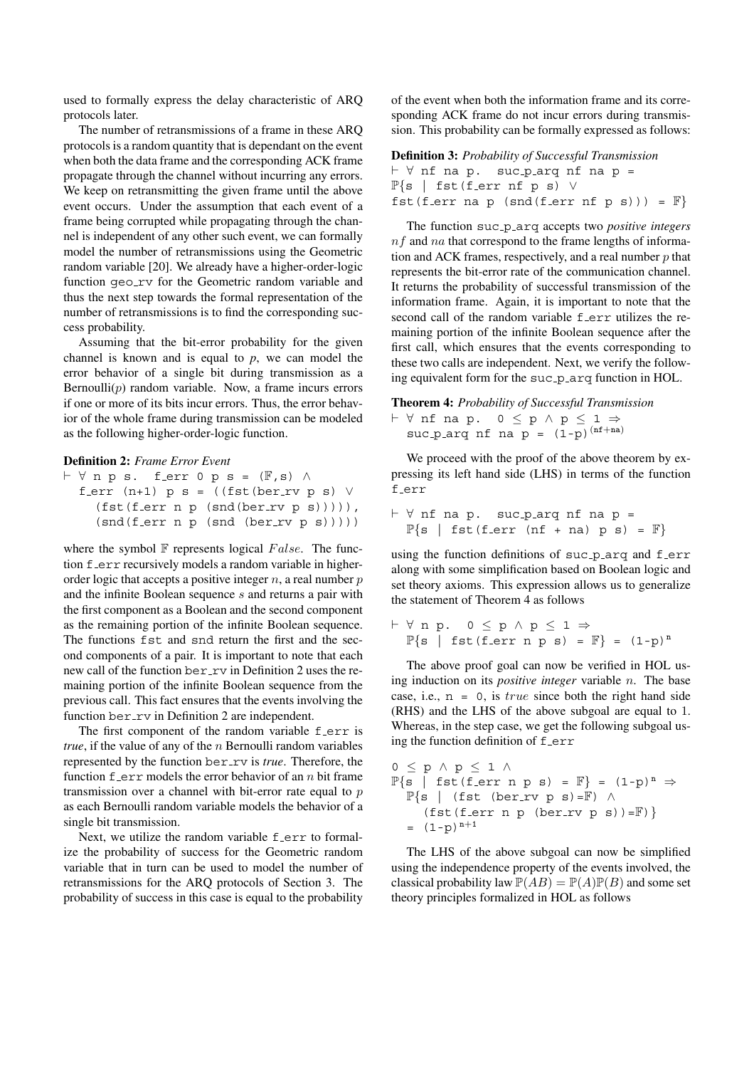used to formally express the delay characteristic of ARQ protocols later.

The number of retransmissions of a frame in these ARQ protocols is a random quantity that is dependant on the event when both the data frame and the corresponding ACK frame propagate through the channel without incurring any errors. We keep on retransmitting the given frame until the above event occurs. Under the assumption that each event of a frame being corrupted while propagating through the channel is independent of any other such event, we can formally model the number of retransmissions using the Geometric random variable [20]. We already have a higher-order-logic function `geo_rv` for the Geometric random variable and thus the next step towards the formal representation of the number of retransmissions is to find the corresponding success probability.

Assuming that the bit-error probability for the given channel is known and is equal to $p$, we can model the error behavior of a single bit during transmission as a Bernoulli($p$) random variable. Now, a frame incurs errors if one or more of its bits incur errors. Thus, the error behavior of the whole frame during transmission can be modeled as the following higher-order-logic function.

**Definition 2:** *Frame Error Event*

```
⊢ ∀ n p s.  f_err 0 p s = (𝔽,s) ∧
  f_err (n+1) p s = ((fst(ber_rv p s) ∨
    (fst(f_err n p (snd(ber_rv p s))))),
    (snd(f_err n p (snd (ber_rv p s)))))
```

where the symbol $\mathbb{F}$ represents logical $False$. The function `f_err` recursively models a random variable in higher-order logic that accepts a positive integer $n$, a real number $p$ and the infinite Boolean sequence $s$ and returns a pair with the first component as a Boolean and the second component as the remaining portion of the infinite Boolean sequence. The functions `fst` and `snd` return the first and the second components of a pair. It is important to note that each new call of the function `ber_rv` in Definition 2 uses the remaining portion of the infinite Boolean sequence from the previous call. This fact ensures that the events involving the function `ber_rv` in Definition 2 are independent.

The first component of the random variable `f_err` is *true*, if the value of any of the $n$ Bernoulli random variables represented by the function `ber_rv` is *true*. Therefore, the function `f_err` models the error behavior of an $n$ bit frame transmission over a channel with bit-error rate equal to $p$ as each Bernoulli random variable models the behavior of a single bit transmission.

Next, we utilize the random variable `f_err` to formalize the probability of success for the Geometric random variable that in turn can be used to model the number of retransmissions for the ARQ protocols of Section 3. The probability of success in this case is equal to the probability of the event when both the information frame and its corresponding ACK frame do not incur errors during transmission. This probability can be formally expressed as follows:

**Definition 3:** *Probability of Successful Transmission*

```
⊢ ∀ nf na p.  suc_p_arq nf na p =
ℙ{s | fst(f_err nf p s) ∨
fst(f_err na p (snd(f_err nf p s))) = 𝔽}
```

The function `suc_p_arq` accepts two *positive integers* $nf$ and $na$ that correspond to the frame lengths of information and ACK frames, respectively, and a real number $p$ that represents the bit-error rate of the communication channel. It returns the probability of successful transmission of the information frame. Again, it is important to note that the second call of the random variable `f_err` utilizes the remaining portion of the infinite Boolean sequence after the first call, which ensures that the events corresponding to these two calls are independent. Next, we verify the following equivalent form for the `suc_p_arq` function in HOL.

**Theorem 4:** *Probability of Successful Transmission*

```
⊢ ∀ nf na p.  0 ≤ p ∧ p ≤ 1 ⇒
  suc_p_arq nf na p = (1-p)^(nf+na)
```

We proceed with the proof of the above theorem by expressing its left hand side (LHS) in terms of the function `f_err`

```
⊢ ∀ nf na p.  suc_p_arq nf na p =
  ℙ{s | fst(f_err (nf + na) p s) = 𝔽}
```

using the function definitions of `suc_p_arq` and `f_err` along with some simplification based on Boolean logic and set theory axioms. This expression allows us to generalize the statement of Theorem 4 as follows

```
⊢ ∀ n p.  0 ≤ p ∧ p ≤ 1 ⇒
  ℙ{s | fst(f_err n p s) = 𝔽} = (1-p)^n
```

The above proof goal can now be verified in HOL using induction on its *positive integer* variable $n$. The base case, i.e., `n = 0`, is $true$ since both the right hand side (RHS) and the LHS of the above subgoal are equal to 1. Whereas, in the step case, we get the following subgoal using the function definition of `f_err`

```
0 ≤ p ∧ p ≤ 1 ∧
ℙ{s | fst(f_err n p s) = 𝔽} = (1-p)^n ⇒
  ℙ{s | (fst (ber_rv p s)=𝔽) ∧
    (fst(f_err n p (ber_rv p s))=𝔽)}
  = (1-p)^(n+1)
```

The LHS of the above subgoal can now be simplified using the independence property of the events involved, the classical probability law $\mathbb{P}(AB) = \mathbb{P}(A)\mathbb{P}(B)$ and some set theory principles formalized in HOL as follows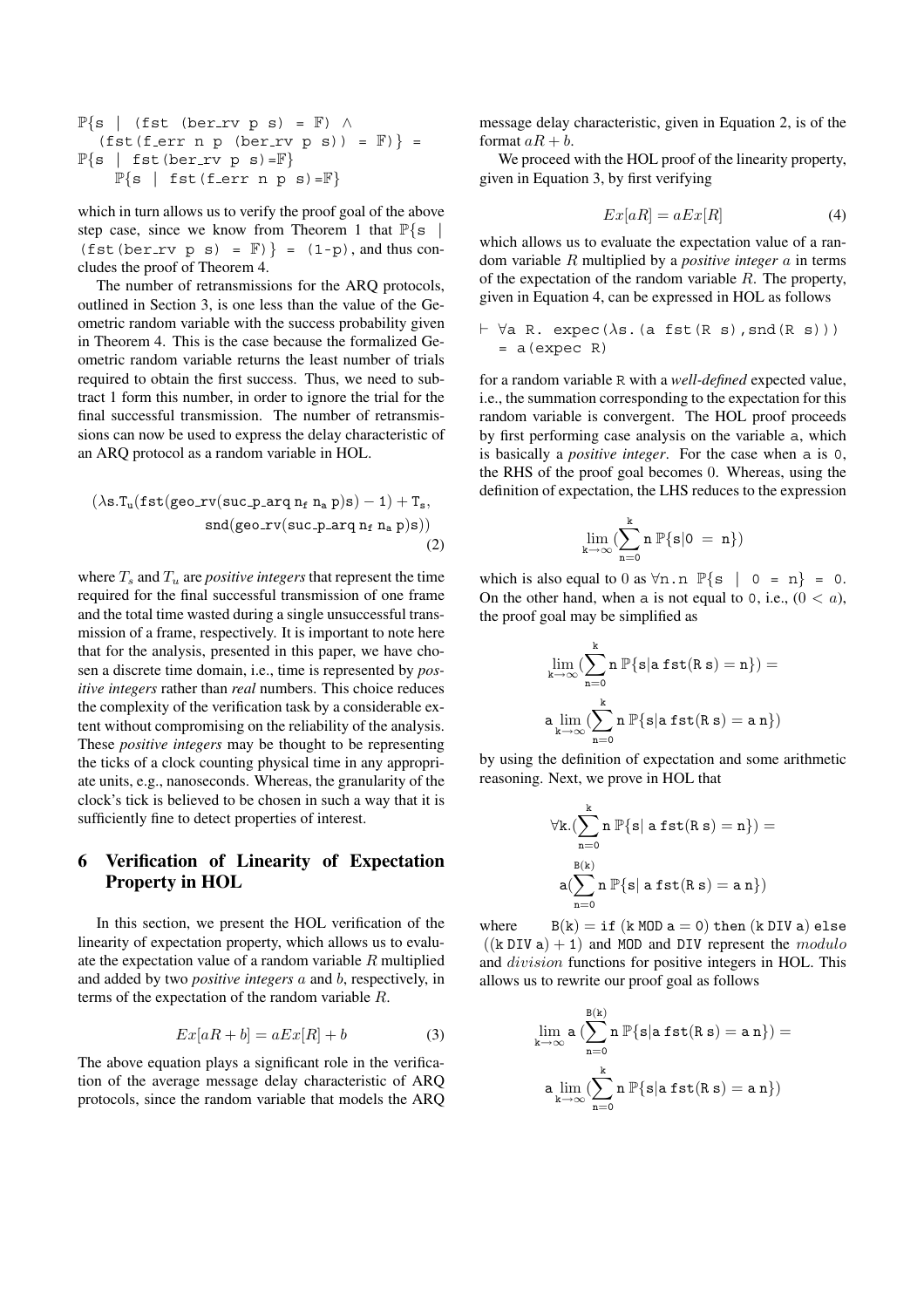```
ℙ{s | (fst (ber_rv p s) = 𝔽) ∧
  (fst(f_err n p (ber_rv p s)) = 𝔽)} =
ℙ{s | fst(ber_rv p s)=𝔽}
    ℙ{s | fst(f_err n p s)=𝔽}
```

which in turn allows us to verify the proof goal of the above step case, since we know from Theorem 1 that `ℙ{s | (fst(ber_rv p s) = 𝔽)} = (1-p)`, and thus concludes the proof of Theorem 4.

The number of retransmissions for the ARQ protocols, outlined in Section 3, is one less than the value of the Geometric random variable with the success probability given in Theorem 4. This is the case because the formalized Geometric random variable returns the least number of trials required to obtain the first success. Thus, we need to subtract 1 form this number, in order to ignore the trial for the final successful transmission. The number of retransmissions can now be used to express the delay characteristic of an ARQ protocol as a random variable in HOL.

$$(\lambda \mathtt{s}.\mathtt{T_u}(\mathtt{fst}(\mathtt{geo\_rv}(\mathtt{suc\_p\_arq}\,\mathtt{n_f}\,\mathtt{n_a}\,\mathtt{p})\mathtt{s}) - 1) + \mathtt{T_s}, \mathtt{snd}(\mathtt{geo\_rv}(\mathtt{suc\_p\_arq}\,\mathtt{n_f}\,\mathtt{n_a}\,\mathtt{p})\mathtt{s})) \tag{2}$$

where $T_s$ and $T_u$ are *positive integers* that represent the time required for the final successful transmission of one frame and the total time wasted during a single unsuccessful transmission of a frame, respectively. It is important to note here that for the analysis, presented in this paper, we have chosen a discrete time domain, i.e., time is represented by *positive integers* rather than *real* numbers. This choice reduces the complexity of the verification task by a considerable extent without compromising on the reliability of the analysis. These *positive integers* may be thought to be representing the ticks of a clock counting physical time in any appropriate units, e.g., nanoseconds. Whereas, the granularity of the clock's tick is believed to be chosen in such a way that it is sufficiently fine to detect properties of interest.

## 6 Verification of Linearity of Expectation Property in HOL

In this section, we present the HOL verification of the linearity of expectation property, which allows us to evaluate the expectation value of a random variable $R$ multiplied and added by two *positive integers* $a$ and $b$, respectively, in terms of the expectation of the random variable $R$.

$$Ex[aR + b] = aEx[R] + b \tag{3}$$

The above equation plays a significant role in the verification of the average message delay characteristic of ARQ protocols, since the random variable that models the ARQ message delay characteristic, given in Equation 2, is of the format $aR + b$.

We proceed with the HOL proof of the linearity property, given in Equation 3, by first verifying

$$Ex[aR] = aEx[R] \tag{4}$$

which allows us to evaluate the expectation value of a random variable $R$ multiplied by a *positive integer* $a$ in terms of the expectation of the random variable $R$. The property, given in Equation 4, can be expressed in HOL as follows

```
⊢ ∀a R. expec(λs.(a fst(R s),snd(R s)))
  = a(expec R)
```

for a random variable `R` with a *well-defined* expected value, i.e., the summation corresponding to the expectation for this random variable is convergent. The HOL proof proceeds by first performing case analysis on the variable `a`, which is basically a *positive integer*. For the case when `a` is `0`, the RHS of the proof goal becomes $0$. Whereas, using the definition of expectation, the LHS reduces to the expression

$$\lim_{\mathtt{k}\to\infty}(\sum_{\mathtt{n}=0}^{\mathtt{k}} \mathtt{n}\,\mathbb{P}\{\mathtt{s}|0\ =\ \mathtt{n}\})$$

which is also equal to 0 as `∀n.n ℙ{s | 0 = n} = 0`. On the other hand, when `a` is not equal to `0`, i.e., $(0 < a)$, the proof goal may be simplified as

$$\lim_{\mathtt{k}\to\infty}(\sum_{\mathtt{n}=0}^{\mathtt{k}} \mathtt{n}\,\mathbb{P}\{\mathtt{s}|\mathtt{a}\,\mathtt{fst}(\mathtt{R}\,\mathtt{s}) = \mathtt{n}\}) = \mathtt{a}\lim_{\mathtt{k}\to\infty}(\sum_{\mathtt{n}=0}^{\mathtt{k}} \mathtt{n}\,\mathbb{P}\{\mathtt{s}|\mathtt{a}\,\mathtt{fst}(\mathtt{R}\,\mathtt{s}) = \mathtt{a}\,\mathtt{n}\})$$

by using the definition of expectation and some arithmetic reasoning. Next, we prove in HOL that

$$\forall \mathtt{k}.(\sum_{\mathtt{n}=0}^{\mathtt{k}} \mathtt{n}\,\mathbb{P}\{\mathtt{s}|\ \mathtt{a}\,\mathtt{fst}(\mathtt{R}\,\mathtt{s}) = \mathtt{n}\}) = \mathtt{a}(\sum_{\mathtt{n}=0}^{\mathtt{B(k)}} \mathtt{n}\,\mathbb{P}\{\mathtt{s}|\ \mathtt{a}\,\mathtt{fst}(\mathtt{R}\,\mathtt{s}) = \mathtt{a}\,\mathtt{n}\})$$

where $\mathtt{B(k)} = \mathtt{if}\ (\mathtt{k}\ \mathtt{MOD}\ \mathtt{a} = 0)\ \mathtt{then}\ (\mathtt{k}\ \mathtt{DIV}\ \mathtt{a})\ \mathtt{else}\ ((\mathtt{k}\ \mathtt{DIV}\ \mathtt{a}) + 1)$ and `MOD` and `DIV` represent the *modulo* and *division* functions for positive integers in HOL. This allows us to rewrite our proof goal as follows

$$\lim_{\mathtt{k}\to\infty}\mathtt{a}\,(\sum_{\mathtt{n}=0}^{\mathtt{B(k)}} \mathtt{n}\,\mathbb{P}\{\mathtt{s}|\mathtt{a}\,\mathtt{fst}(\mathtt{R}\,\mathtt{s}) = \mathtt{a}\,\mathtt{n}\}) = \mathtt{a}\lim_{\mathtt{k}\to\infty}(\sum_{\mathtt{n}=0}^{\mathtt{k}} \mathtt{n}\,\mathbb{P}\{\mathtt{s}|\mathtt{a}\,\mathtt{fst}(\mathtt{R}\,\mathtt{s}) = \mathtt{a}\,\mathtt{n}\})$$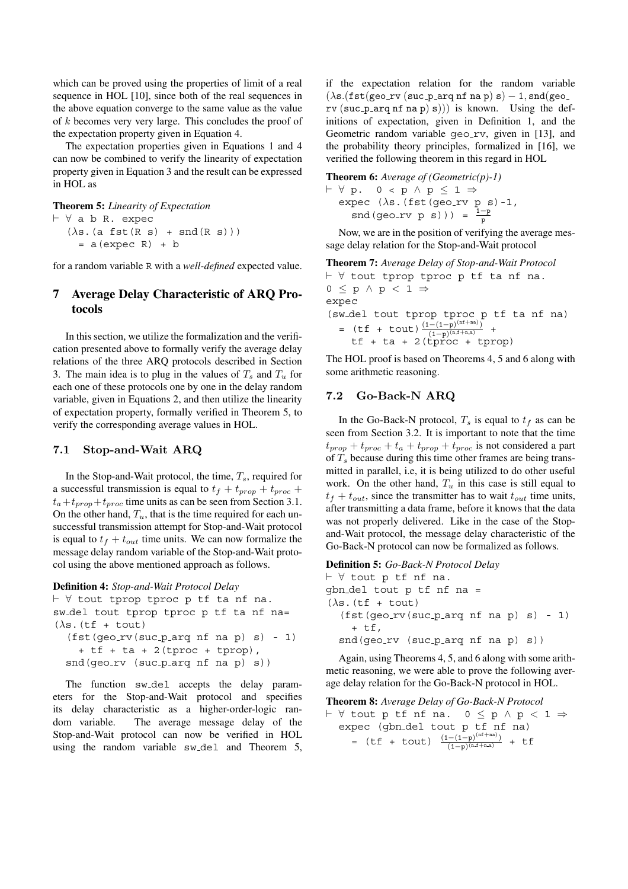which can be proved using the properties of limit of a real sequence in HOL [10], since both of the real sequences in the above equation converge to the same value as the value of $k$ becomes very very large. This concludes the proof of the expectation property given in Equation 4.

The expectation properties given in Equations 1 and 4 can now be combined to verify the linearity of expectation property given in Equation 3 and the result can be expressed in HOL as

**Theorem 5:** *Linearity of Expectation*

```
⊢ ∀ a b R. expec
   (λs.(a fst(R s) + snd(R s)))
     = a(expec R) + b
```

for a random variable R with a *well-defined* expected value.

## 7 Average Delay Characteristic of ARQ Protocols

In this section, we utilize the formalization and the verification presented above to formally verify the average delay relations of the three ARQ protocols described in Section 3. The main idea is to plug in the values of $T_s$ and $T_u$ for each one of these protocols one by one in the delay random variable, given in Equations 2, and then utilize the linearity of expectation property, formally verified in Theorem 5, to verify the corresponding average values in HOL.

### 7.1 Stop-and-Wait ARQ

In the Stop-and-Wait protocol, the time, $T_s$, required for a successful transmission is equal to $t_f + t_{prop} + t_{proc} + t_a + t_{prop} + t_{proc}$ time units as can be seen from Section 3.1. On the other hand, $T_u$, that is the time required for each unsuccessful transmission attempt for Stop-and-Wait protocol is equal to $t_f + t_{out}$ time units. We can now formalize the message delay random variable of the Stop-and-Wait protocol using the above mentioned approach as follows.

**Definition 4:** *Stop-and-Wait Protocol Delay*

```
⊢ ∀ tout tprop tproc p tf ta nf na.
sw_del tout tprop tproc p tf ta nf na=
(λs.(tf + tout)
  (fst(geo_rv(suc_p_arq nf na p) s) - 1)
    + tf + ta + 2(tproc + tprop),
  snd(geo_rv (suc_p_arq nf na p) s))
```

The function sw_del accepts the delay parameters for the Stop-and-Wait protocol and specifies its delay characteristic as a higher-order-logic random variable. The average message delay of the Stop-and-Wait protocol can now be verified in HOL using the random variable sw_del and Theorem 5, if the expectation relation for the random variable $(\lambda s.(\texttt{fst}(\texttt{geo\_rv}\ (\texttt{suc\_p\_arq}\ \texttt{nf}\ \texttt{na}\ \texttt{p})\ \texttt{s}) - 1, \texttt{snd}(\texttt{geo\_rv}\ (\texttt{suc\_p\_arq}\ \texttt{nf}\ \texttt{na}\ \texttt{p})\ \texttt{s})))$ is known. Using the definitions of expectation, given in Definition 1, and the Geometric random variable geo_rv, given in [13], and the probability theory principles, formalized in [16], we verified the following theorem in this regard in HOL

**Theorem 6:** *Average of (Geometric(p)-1)*

$$\vdash \forall\ \texttt{p}.\ \ 0 < \texttt{p} \wedge \texttt{p} \leq 1 \Rightarrow \texttt{expec}\ (\lambda \texttt{s}.(\texttt{fst}(\texttt{geo\_rv}\ \texttt{p}\ \texttt{s})\texttt{-1}, \texttt{snd}(\texttt{geo\_rv}\ \texttt{p}\ \texttt{s}))) = \frac{1-\texttt{p}}{\texttt{p}}$$

Now, we are in the position of verifying the average message delay relation for the Stop-and-Wait protocol

**Theorem 7:** *Average Delay of Stop-and-Wait Protocol*

$$\vdash \forall\ \texttt{tout tprop tproc p tf ta nf na}.\ 0 \leq \texttt{p} \wedge \texttt{p} < 1 \Rightarrow \texttt{expec}\ (\texttt{sw\_del tout tprop tproc p tf ta nf na}) = (\texttt{tf + tout})\frac{(1-(1-\texttt{p})^{(\texttt{nf+na})})}{(1-\texttt{p})^{(\texttt{n\_f+n\_a})}} + \texttt{tf + ta + 2(tproc + tprop)}$$

The HOL proof is based on Theorems 4, 5 and 6 along with some arithmetic reasoning.

### 7.2 Go-Back-N ARQ

In the Go-Back-N protocol, $T_s$ is equal to $t_f$ as can be seen from Section 3.2. It is important to note that the time $t_{prop} + t_{proc} + t_a + t_{prop} + t_{proc}$ is not considered a part of $T_s$ because during this time other frames are being transmitted in parallel, i.e, it is being utilized to do other useful work. On the other hand, $T_u$ in this case is still equal to $t_f + t_{out}$, since the transmitter has to wait $t_{out}$ time units, after transmitting a data frame, before it knows that the data was not properly delivered. Like in the case of the Stop-and-Wait protocol, the message delay characteristic of the Go-Back-N protocol can now be formalized as follows.

**Definition 5:** *Go-Back-N Protocol Delay*

```
⊢ ∀ tout p tf nf na.
gbn_del tout p tf nf na =
(λs.(tf + tout)
  (fst(geo_rv(suc_p_arq nf na p) s) - 1)
    + tf,
  snd(geo_rv (suc_p_arq nf na p) s))
```

Again, using Theorems 4, 5, and 6 along with some arithmetic reasoning, we were able to prove the following average delay relation for the Go-Back-N protocol in HOL.

**Theorem 8:** *Average Delay of Go-Back-N Protocol*

$$\vdash \forall\ \texttt{tout p tf nf na}.\ \ 0 \leq \texttt{p} \wedge \texttt{p} < 1 \Rightarrow \texttt{expec}\ (\texttt{gbn\_del tout p tf nf na}) = (\texttt{tf + tout})\ \frac{(1-(1-\texttt{p})^{(\texttt{nf+na})})}{(1-\texttt{p})^{(\texttt{n\_f+n\_a})}} + \texttt{tf}$$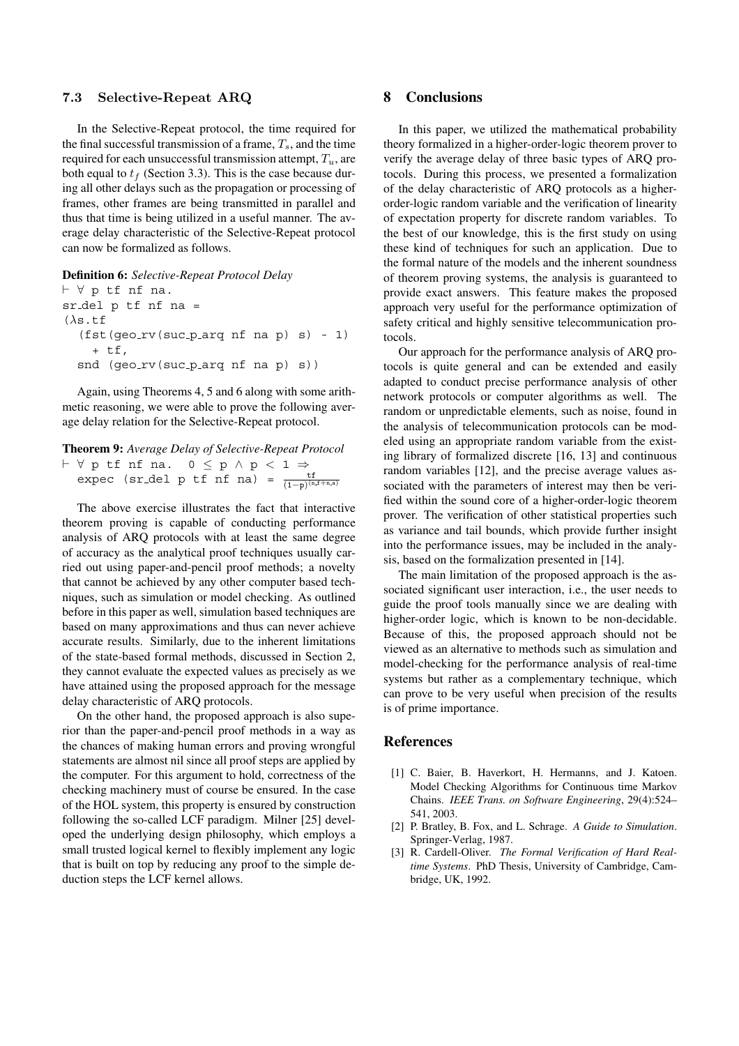### 7.3 Selective-Repeat ARQ

In the Selective-Repeat protocol, the time required for the final successful transmission of a frame, $T_s$, and the time required for each unsuccessful transmission attempt, $T_u$, are both equal to $t_f$ (Section 3.3). This is the case because during all other delays such as the propagation or processing of frames, other frames are being transmitted in parallel and thus that time is being utilized in a useful manner. The average delay characteristic of the Selective-Repeat protocol can now be formalized as follows.

**Definition 6:** *Selective-Repeat Protocol Delay*

```
⊢ ∀ p tf nf na.
sr_del p tf nf na =
(λs.tf
  (fst(geo_rv(suc_p_arq nf na p) s) - 1)
    + tf,
  snd (geo_rv(suc_p_arq nf na p) s))
```

Again, using Theorems 4, 5 and 6 along with some arithmetic reasoning, we were able to prove the following average delay relation for the Selective-Repeat protocol.

**Theorem 9:** *Average Delay of Selective-Repeat Protocol*

```
⊢ ∀ p tf nf na.  0 ≤ p ∧ p < 1 ⇒
  expec (sr_del p tf nf na) = tf / (1-p)^(n_f+n_a)
```

The above exercise illustrates the fact that interactive theorem proving is capable of conducting performance analysis of ARQ protocols with at least the same degree of accuracy as the analytical proof techniques usually carried out using paper-and-pencil proof methods; a novelty that cannot be achieved by any other computer based techniques, such as simulation or model checking. As outlined before in this paper as well, simulation based techniques are based on many approximations and thus can never achieve accurate results. Similarly, due to the inherent limitations of the state-based formal methods, discussed in Section 2, they cannot evaluate the expected values as precisely as we have attained using the proposed approach for the message delay characteristic of ARQ protocols.

On the other hand, the proposed approach is also superior than the paper-and-pencil proof methods in a way as the chances of making human errors and proving wrongful statements are almost nil since all proof steps are applied by the computer. For this argument to hold, correctness of the checking machinery must of course be ensured. In the case of the HOL system, this property is ensured by construction following the so-called LCF paradigm. Milner [25] developed the underlying design philosophy, which employs a small trusted logical kernel to flexibly implement any logic that is built on top by reducing any proof to the simple deduction steps the LCF kernel allows.

## 8 Conclusions

In this paper, we utilized the mathematical probability theory formalized in a higher-order-logic theorem prover to verify the average delay of three basic types of ARQ protocols. During this process, we presented a formalization of the delay characteristic of ARQ protocols as a higher-order-logic random variable and the verification of linearity of expectation property for discrete random variables. To the best of our knowledge, this is the first study on using these kind of techniques for such an application. Due to the formal nature of the models and the inherent soundness of theorem proving systems, the analysis is guaranteed to provide exact answers. This feature makes the proposed approach very useful for the performance optimization of safety critical and highly sensitive telecommunication protocols.

Our approach for the performance analysis of ARQ protocols is quite general and can be extended and easily adapted to conduct precise performance analysis of other network protocols or computer algorithms as well. The random or unpredictable elements, such as noise, found in the analysis of telecommunication protocols can be modeled using an appropriate random variable from the existing library of formalized discrete [16, 13] and continuous random variables [12], and the precise average values associated with the parameters of interest may then be verified within the sound core of a higher-order-logic theorem prover. The verification of other statistical properties such as variance and tail bounds, which provide further insight into the performance issues, may be included in the analysis, based on the formalization presented in [14].

The main limitation of the proposed approach is the associated significant user interaction, i.e., the user needs to guide the proof tools manually since we are dealing with higher-order logic, which is known to be non-decidable. Because of this, the proposed approach should not be viewed as an alternative to methods such as simulation and model-checking for the performance analysis of real-time systems but rather as a complementary technique, which can prove to be very useful when precision of the results is of prime importance.

## References

[1] C. Baier, B. Haverkort, H. Hermanns, and J. Katoen. Model Checking Algorithms for Continuous time Markov Chains. *IEEE Trans. on Software Engineering*, 29(4):524–541, 2003.

[2] P. Bratley, B. Fox, and L. Schrage. *A Guide to Simulation*. Springer-Verlag, 1987.

[3] R. Cardell-Oliver. *The Formal Verification of Hard Real-time Systems*. PhD Thesis, University of Cambridge, Cambridge, UK, 1992.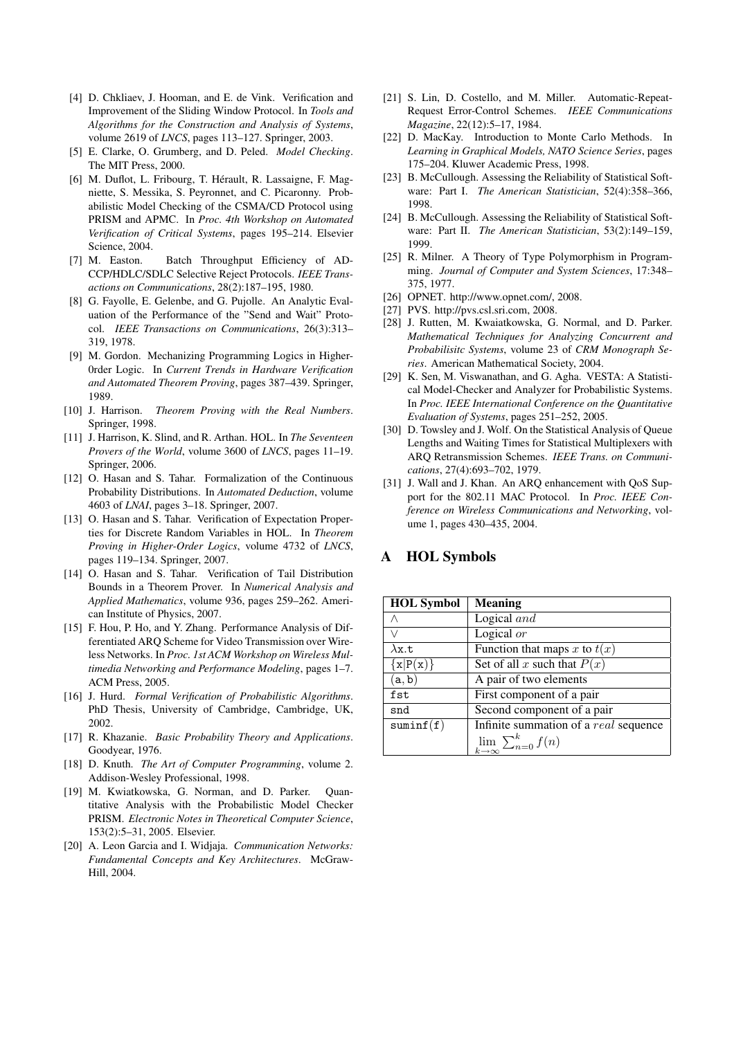[4] D. Chkliaev, J. Hooman, and E. de Vink. Verification and Improvement of the Sliding Window Protocol. In *Tools and Algorithms for the Construction and Analysis of Systems*, volume 2619 of *LNCS*, pages 113–127. Springer, 2003.

[5] E. Clarke, O. Grumberg, and D. Peled. *Model Checking*. The MIT Press, 2000.

[6] M. Duflot, L. Fribourg, T. Hérault, R. Lassaigne, F. Magniette, S. Messika, S. Peyronnet, and C. Picaronny. Probabilistic Model Checking of the CSMA/CD Protocol using PRISM and APMC. In *Proc. 4th Workshop on Automated Verification of Critical Systems*, pages 195–214. Elsevier Science, 2004.

[7] M. Easton. Batch Throughput Efficiency of ADCCP/HDLC/SDLC Selective Reject Protocols. *IEEE Transactions on Communications*, 28(2):187–195, 1980.

[8] G. Fayolle, E. Gelenbe, and G. Pujolle. An Analytic Evaluation of the Performance of the "Send and Wait" Protocol. *IEEE Transactions on Communications*, 26(3):313–319, 1978.

[9] M. Gordon. Mechanizing Programming Logics in Higher-0rder Logic. In *Current Trends in Hardware Verification and Automated Theorem Proving*, pages 387–439. Springer, 1989.

[10] J. Harrison. *Theorem Proving with the Real Numbers*. Springer, 1998.

[11] J. Harrison, K. Slind, and R. Arthan. HOL. In *The Seventeen Provers of the World*, volume 3600 of *LNCS*, pages 11–19. Springer, 2006.

[12] O. Hasan and S. Tahar. Formalization of the Continuous Probability Distributions. In *Automated Deduction*, volume 4603 of *LNAI*, pages 3–18. Springer, 2007.

[13] O. Hasan and S. Tahar. Verification of Expectation Properties for Discrete Random Variables in HOL. In *Theorem Proving in Higher-Order Logics*, volume 4732 of *LNCS*, pages 119–134. Springer, 2007.

[14] O. Hasan and S. Tahar. Verification of Tail Distribution Bounds in a Theorem Prover. In *Numerical Analysis and Applied Mathematics*, volume 936, pages 259–262. American Institute of Physics, 2007.

[15] F. Hou, P. Ho, and Y. Zhang. Performance Analysis of Differentiated ARQ Scheme for Video Transmission over Wireless Networks. In *Proc. 1st ACM Workshop on Wireless Multimedia Networking and Performance Modeling*, pages 1–7. ACM Press, 2005.

[16] J. Hurd. *Formal Verification of Probabilistic Algorithms*. PhD Thesis, University of Cambridge, Cambridge, UK, 2002.

[17] R. Khazanie. *Basic Probability Theory and Applications*. Goodyear, 1976.

[18] D. Knuth. *The Art of Computer Programming*, volume 2. Addison-Wesley Professional, 1998.

[19] M. Kwiatkowska, G. Norman, and D. Parker. Quantitative Analysis with the Probabilistic Model Checker PRISM. *Electronic Notes in Theoretical Computer Science*, 153(2):5–31, 2005. Elsevier.

[20] A. Leon Garcia and I. Widjaja. *Communication Networks: Fundamental Concepts and Key Architectures*. McGraw-Hill, 2004.

[21] S. Lin, D. Costello, and M. Miller. Automatic-Repeat-Request Error-Control Schemes. *IEEE Communications Magazine*, 22(12):5–17, 1984.

[22] D. MacKay. Introduction to Monte Carlo Methods. In *Learning in Graphical Models, NATO Science Series*, pages 175–204. Kluwer Academic Press, 1998.

[23] B. McCullough. Assessing the Reliability of Statistical Software: Part I. *The American Statistician*, 52(4):358–366, 1998.

[24] B. McCullough. Assessing the Reliability of Statistical Software: Part II. *The American Statistician*, 53(2):149–159, 1999.

[25] R. Milner. A Theory of Type Polymorphism in Programming. *Journal of Computer and System Sciences*, 17:348–375, 1977.

[26] OPNET. http://www.opnet.com/, 2008.

[27] PVS. http://pvs.csl.sri.com, 2008.

[28] J. Rutten, M. Kwaiatkowska, G. Normal, and D. Parker. *Mathematical Techniques for Analyzing Concurrent and Probabilisitc Systems*, volume 23 of *CRM Monograph Series*. American Mathematical Society, 2004.

[29] K. Sen, M. Viswanathan, and G. Agha. VESTA: A Statistical Model-Checker and Analyzer for Probabilistic Systems. In *Proc. IEEE International Conference on the Quantitative Evaluation of Systems*, pages 251–252, 2005.

[30] D. Towsley and J. Wolf. On the Statistical Analysis of Queue Lengths and Waiting Times for Statistical Multiplexers with ARQ Retransmission Schemes. *IEEE Trans. on Communications*, 27(4):693–702, 1979.

[31] J. Wall and J. Khan. An ARQ enhancement with QoS Support for the 802.11 MAC Protocol. In *Proc. IEEE Conference on Wireless Communications and Networking*, volume 1, pages 430–435, 2004.

# A HOL Symbols

| HOL Symbol | Meaning |
|---|---|
| $\wedge$ | Logical *and* |
| $\vee$ | Logical *or* |
| $\lambda$x.t | Function that maps $x$ to $t(x)$ |
| {x\|P(x)} | Set of all $x$ such that $P(x)$ |
| (a, b) | A pair of two elements |
| fst | First component of a pair |
| snd | Second component of a pair |
| suminf(f) | Infinite summation of a *real* sequence $\lim_{k\to\infty} \sum_{n=0}^{k} f(n)$ |